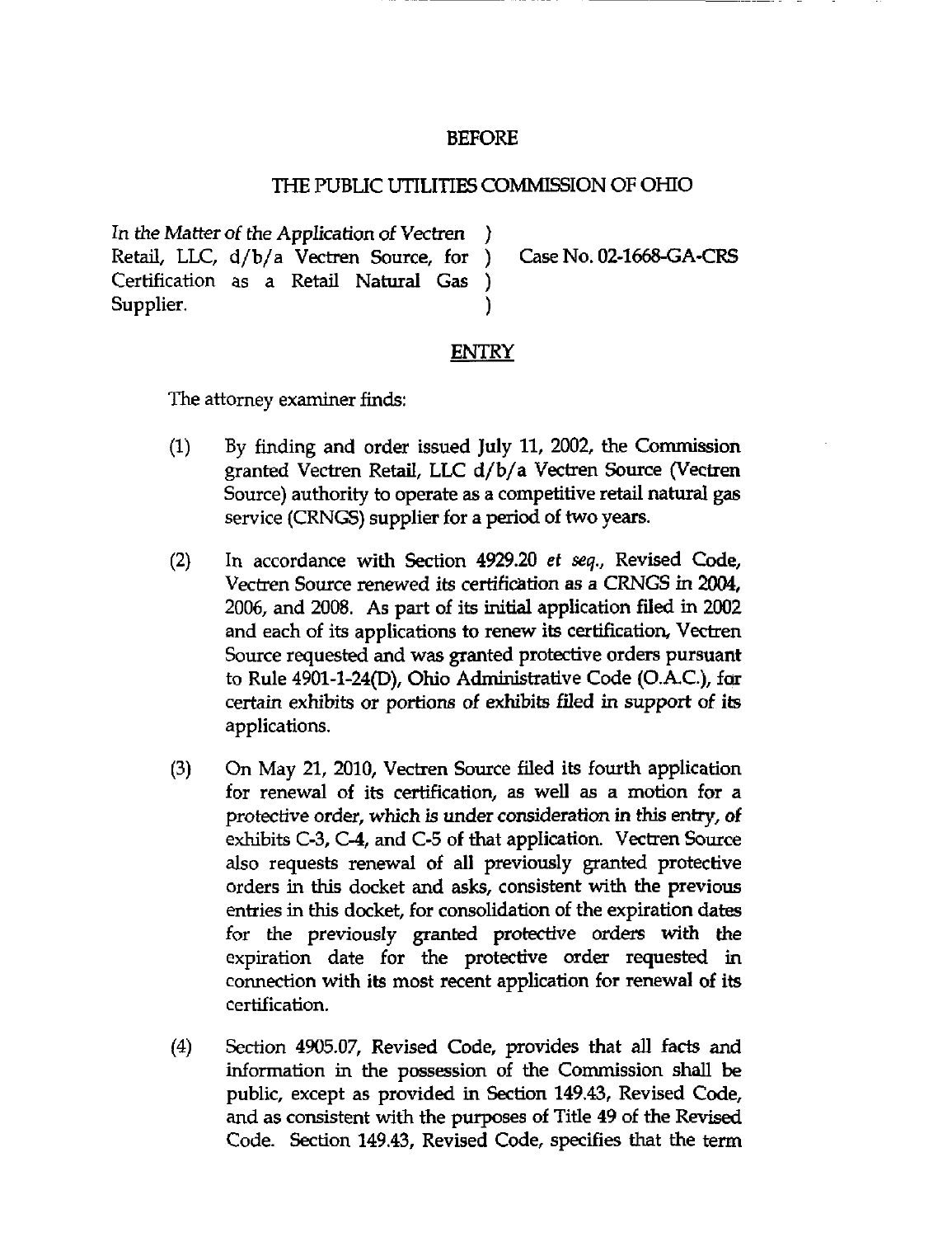BEFORE

THE PUBLIC UTILITIES COMMISSION OF OHIO

In the Matter of the Application of Vectren Retail, LLC, d/b/a Vectren Source, for Certification as a Retail Natural Gas Supplier. ) Case No. 02-1668-GA-CRS

## ENTRY

The attorney examiner finds:

(1) By finding and order issued July 11, 2002, the Commission granted Vectren Retail, LLC d/b/a Vectren Source (Vectren Source) authority to operate as a competitive retail natural gas service (CRNGS) supplier for a period of two years.

(2) In accordance with Section 4929.20 *et seq.*, Revised Code, Vectren Source renewed its certification as a CRNGS in 2004, 2006, and 2008. As part of its initial application filed in 2002 and each of its applications to renew its certification, Vectren Source requested and was granted protective orders pursuant to Rule 4901-1-24(D), Ohio Administrative Code (O.A.C.), for certain exhibits or portions of exhibits filed in support of its applications.

(3) On May 21, 2010, Vectren Source filed its fourth application for renewal of its certification, as well as a motion for a protective order, which is under consideration in this entry, of exhibits C-3, C-4, and C-5 of that application. Vectren Source also requests renewal of all previously granted protective orders in this docket and asks, consistent with the previous entries in this docket, for consolidation of the expiration dates for the previously granted protective orders with the expiration date for the protective order requested in connection with its most recent application for renewal of its certification.

(4) Section 4905.07, Revised Code, provides that all facts and information in the possession of the Commission shall be public, except as provided in Section 149.43, Revised Code, and as consistent with the purposes of Title 49 of the Revised Code. Section 149.43, Revised Code, specifies that the term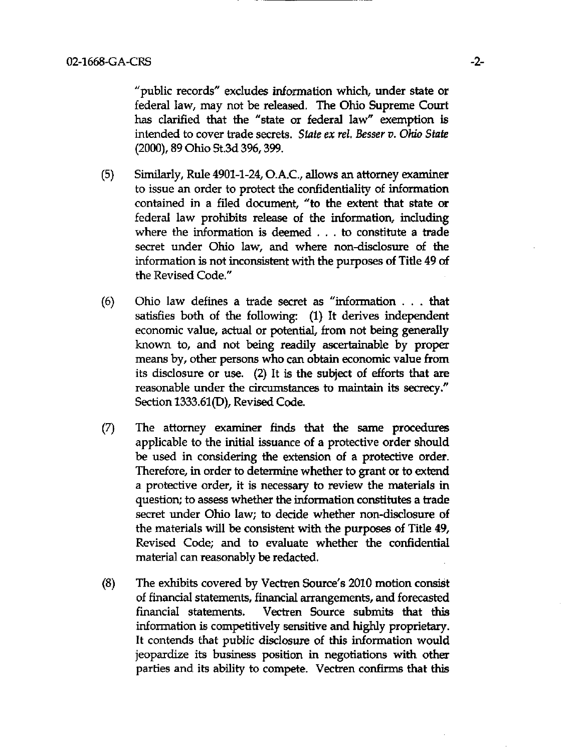"public records" excludes information which, under state or federal law, may not be released. The Ohio Supreme Court has clarified that the "state or federal law" exemption is intended to cover trade secrets. *State ex rel. Besser v. Ohio State* (2000), 89 Ohio St.3d 396, 399.

(5) Similarly, Rule 4901-1-24, O.A.C., allows an attorney examiner to issue an order to protect the confidentiality of information contained in a filed document, "to the extent that state or federal law prohibits release of the information, including where the information is deemed . . . to constitute a trade secret under Ohio law, and where non-disclosure of the information is not inconsistent with the purposes of Title 49 of the Revised Code."

(6) Ohio law defines a trade secret as "information . . . that satisfies both of the following: (1) It derives independent economic value, actual or potential, from not being generally known to, and not being readily ascertainable by proper means by, other persons who can obtain economic value from its disclosure or use. (2) It is the subject of efforts that are reasonable under the circumstances to maintain its secrecy." Section 1333.61(D), Revised Code.

(7) The attorney examiner finds that the same procedures applicable to the initial issuance of a protective order should be used in considering the extension of a protective order. Therefore, in order to determine whether to grant or to extend a protective order, it is necessary to review the materials in question; to assess whether the information constitutes a trade secret under Ohio law; to decide whether non-disclosure of the materials will be consistent with the purposes of Title 49, Revised Code; and to evaluate whether the confidential material can reasonably be redacted.

(8) The exhibits covered by Vectren Source's 2010 motion consist of financial statements, financial arrangements, and forecasted financial statements. Vectren Source submits that this information is competitively sensitive and highly proprietary. It contends that public disclosure of this information would jeopardize its business position in negotiations with other parties and its ability to compete. Vectren confirms that this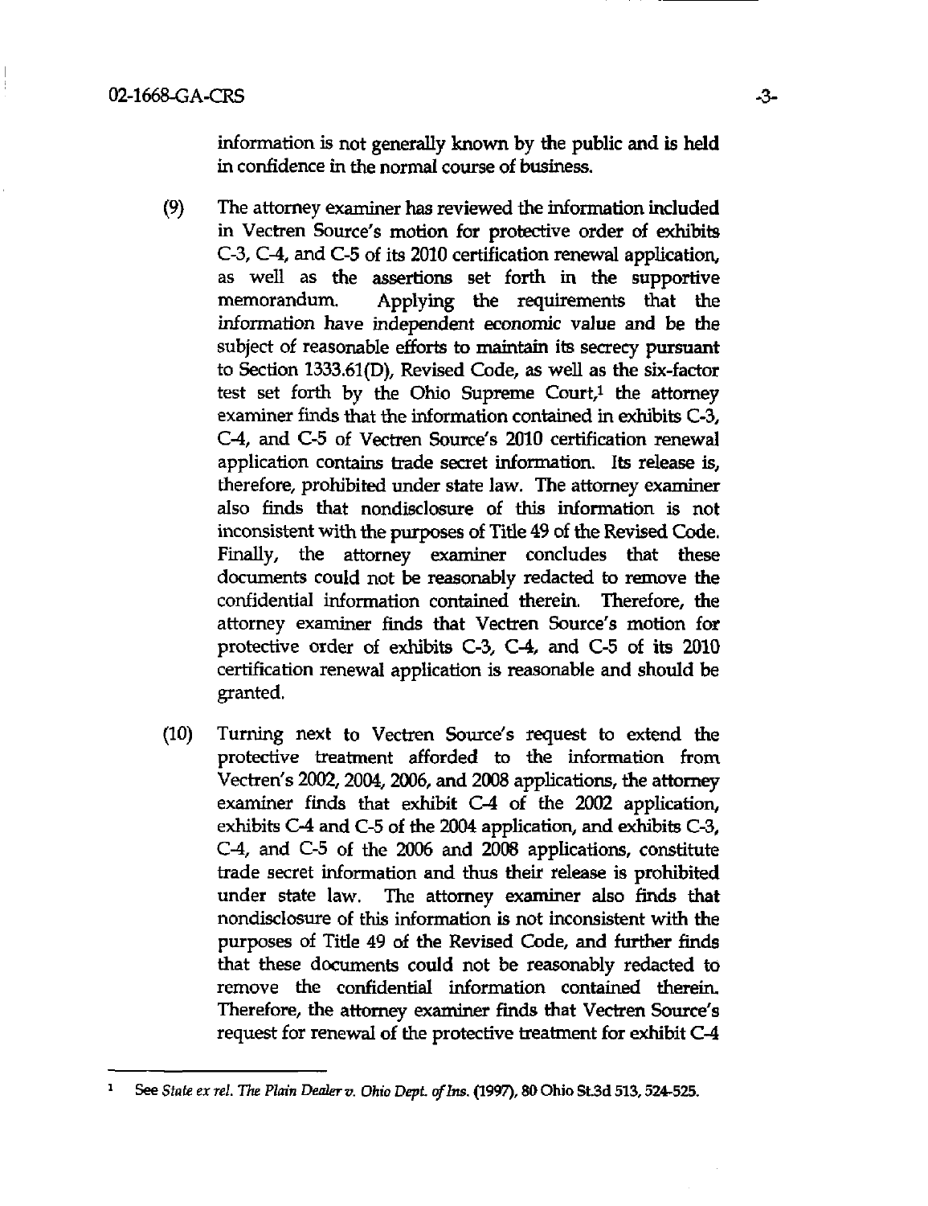information is not generally known by the public and is held in confidence in the normal course of business.

(9) The attorney examiner has reviewed the information included in Vectren Source's motion for protective order of exhibits C-3, C-4, and C-5 of its 2010 certification renewal application, as well as the assertions set forth in the supportive memorandum. Applying the requirements that the information have independent economic value and be the subject of reasonable efforts to maintain its secrecy pursuant to Section 1333.61(D), Revised Code, as well as the six-factor test set forth by the Ohio Supreme Court,[1] the attorney examiner finds that the information contained in exhibits C-3, C-4, and C-5 of Vectren Source's 2010 certification renewal application contains trade secret information. Its release is, therefore, prohibited under state law. The attorney examiner also finds that nondisclosure of this information is not inconsistent with the purposes of Title 49 of the Revised Code. Finally, the attorney examiner concludes that these documents could not be reasonably redacted to remove the confidential information contained therein. Therefore, the attorney examiner finds that Vectren Source's motion for protective order of exhibits C-3, C-4, and C-5 of its 2010 certification renewal application is reasonable and should be granted.

(10) Turning next to Vectren Source's request to extend the protective treatment afforded to the information from Vectren's 2002, 2004, 2006, and 2008 applications, the attorney examiner finds that exhibit C-4 of the 2002 application, exhibits C-4 and C-5 of the 2004 application, and exhibits C-3, C-4, and C-5 of the 2006 and 2008 applications, constitute trade secret information and thus their release is prohibited under state law. The attorney examiner also finds that nondisclosure of this information is not inconsistent with the purposes of Title 49 of the Revised Code, and further finds that these documents could not be reasonably redacted to remove the confidential information contained therein. Therefore, the attorney examiner finds that Vectren Source's request for renewal of the protective treatment for exhibit C-4

[1] See *State ex rel. The Plain Dealer v. Ohio Dept. of Ins.* (1997), 80 Ohio St.3d 513, 524-525.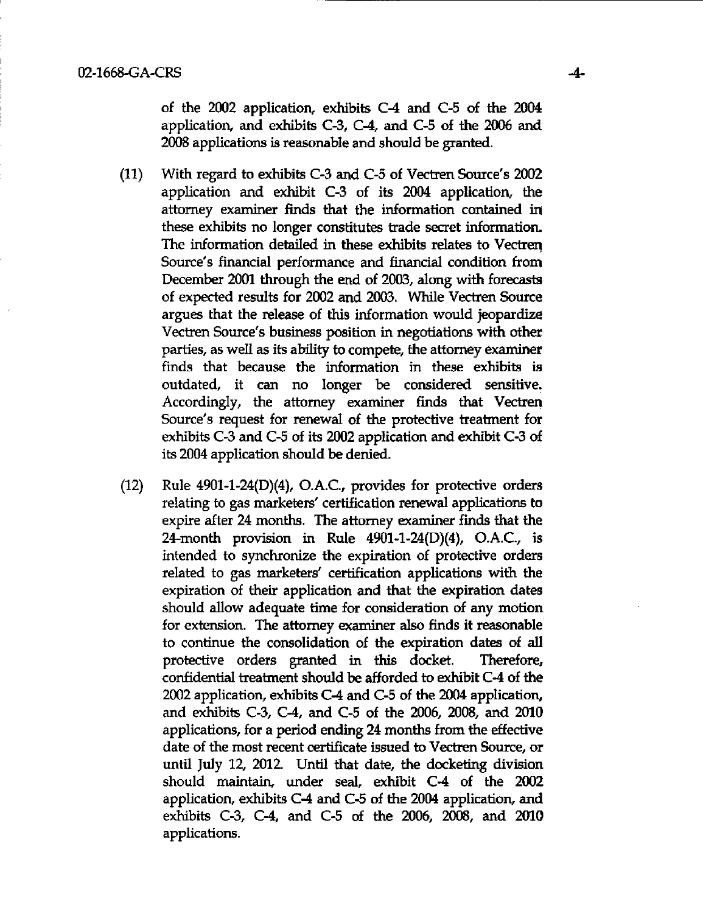of the 2002 application, exhibits C-4 and C-5 of the 2004 application, and exhibits C-3, C-4, and C-5 of the 2006 and 2008 applications is reasonable and should be granted.

(11) With regard to exhibits C-3 and C-5 of Vectren Source's 2002 application and exhibit C-3 of its 2004 application, the attorney examiner finds that the information contained in these exhibits no longer constitutes trade secret information. The information detailed in these exhibits relates to Vectren Source's financial performance and financial condition from December 2001 through the end of 2003, along with forecasts of expected results for 2002 and 2003. While Vectren Source argues that the release of this information would jeopardize Vectren Source's business position in negotiations with other parties, as well as its ability to compete, the attorney examiner finds that because the information in these exhibits is outdated, it can no longer be considered sensitive. Accordingly, the attorney examiner finds that Vectren Source's request for renewal of the protective treatment for exhibits C-3 and C-5 of its 2002 application and exhibit C-3 of its 2004 application should be denied.

(12) Rule 4901-1-24(D)(4), O.A.C., provides for protective orders relating to gas marketers' certification renewal applications to expire after 24 months. The attorney examiner finds that the 24-month provision in Rule 4901-1-24(D)(4), O.A.C., is intended to synchronize the expiration of protective orders related to gas marketers' certification applications with the expiration of their application and that the expiration dates should allow adequate time for consideration of any motion for extension. The attorney examiner also finds it reasonable to continue the consolidation of the expiration dates of all protective orders granted in this docket. Therefore, confidential treatment should be afforded to exhibit C-4 of the 2002 application, exhibits C-4 and C-5 of the 2004 application, and exhibits C-3, C-4, and C-5 of the 2006, 2008, and 2010 applications, for a period ending 24 months from the effective date of the most recent certificate issued to Vectren Source, or until July 12, 2012. Until that date, the docketing division should maintain, under seal, exhibit C-4 of the 2002 application, exhibits C-4 and C-5 of the 2004 application, and exhibits C-3, C-4, and C-5 of the 2006, 2008, and 2010 applications.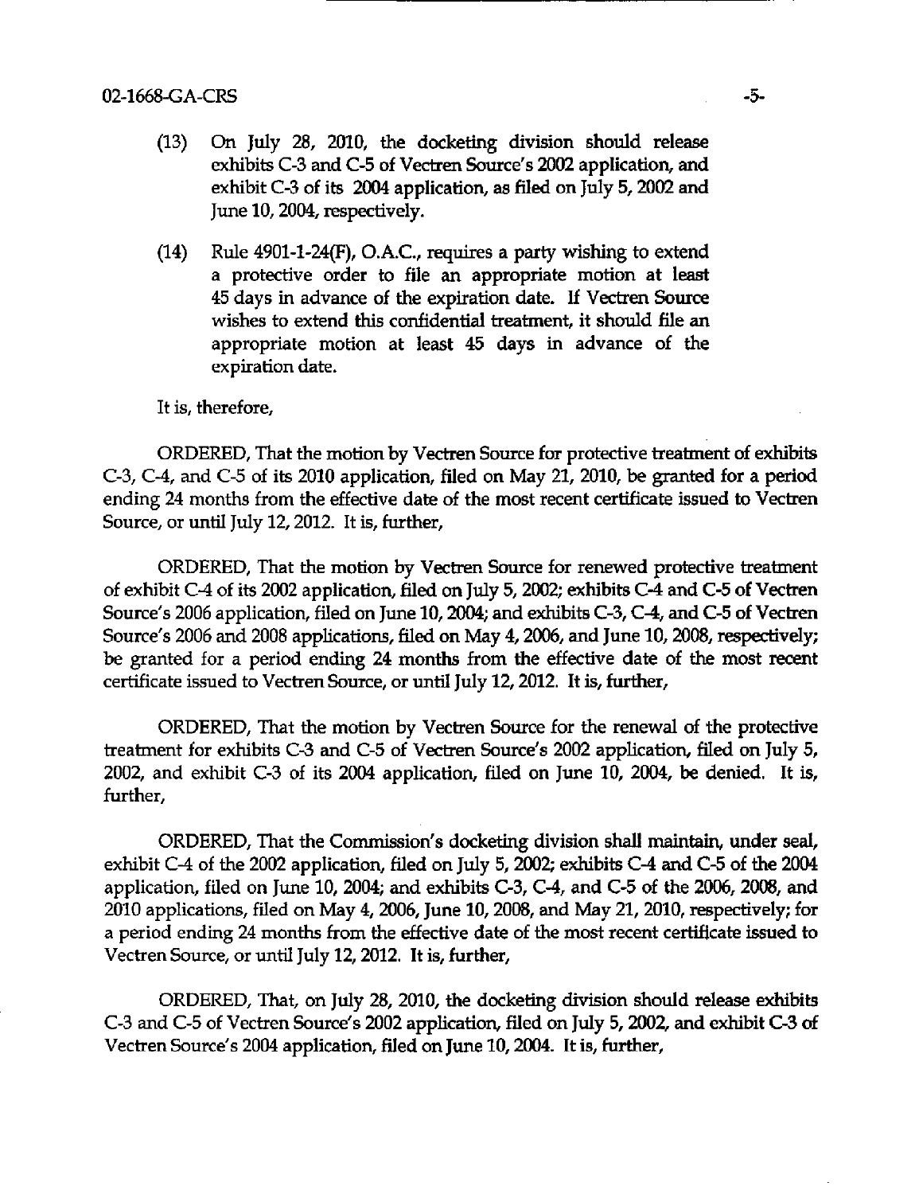(13) On July 28, 2010, the docketing division should release exhibits C-3 and C-5 of Vectren Source's 2002 application, and exhibit C-3 of its 2004 application, as filed on July 5, 2002 and June 10, 2004, respectively.

(14) Rule 4901-1-24(F), O.A.C., requires a party wishing to extend a protective order to file an appropriate motion at least 45 days in advance of the expiration date. If Vectren Source wishes to extend this confidential treatment, it should file an appropriate motion at least 45 days in advance of the expiration date.

It is, therefore,

ORDERED, That the motion by Vectren Source for protective treatment of exhibits C-3, C-4, and C-5 of its 2010 application, filed on May 21, 2010, be granted for a period ending 24 months from the effective date of the most recent certificate issued to Vectren Source, or until July 12, 2012. It is, further,

ORDERED, That the motion by Vectren Source for renewed protective treatment of exhibit C-4 of its 2002 application, filed on July 5, 2002; exhibits C-4 and C-5 of Vectren Source's 2006 application, filed on June 10, 2004; and exhibits C-3, C-4, and C-5 of Vectren Source's 2006 and 2008 applications, filed on May 4, 2006, and June 10, 2008, respectively; be granted for a period ending 24 months from the effective date of the most recent certificate issued to Vectren Source, or until July 12, 2012. It is, further,

ORDERED, That the motion by Vectren Source for the renewal of the protective treatment for exhibits C-3 and C-5 of Vectren Source's 2002 application, filed on July 5, 2002, and exhibit C-3 of its 2004 application, filed on June 10, 2004, be denied. It is, further,

ORDERED, That the Commission's docketing division shall maintain, under seal, exhibit C-4 of the 2002 application, filed on July 5, 2002; exhibits C-4 and C-5 of the 2004 application, filed on June 10, 2004; and exhibits C-3, C-4, and C-5 of the 2006, 2008, and 2010 applications, filed on May 4, 2006, June 10, 2008, and May 21, 2010, respectively; for a period ending 24 months from the effective date of the most recent certificate issued to Vectren Source, or until July 12, 2012. It is, further,

ORDERED, That, on July 28, 2010, the docketing division should release exhibits C-3 and C-5 of Vectren Source's 2002 application, filed on July 5, 2002, and exhibit C-3 of Vectren Source's 2004 application, filed on June 10, 2004. It is, further,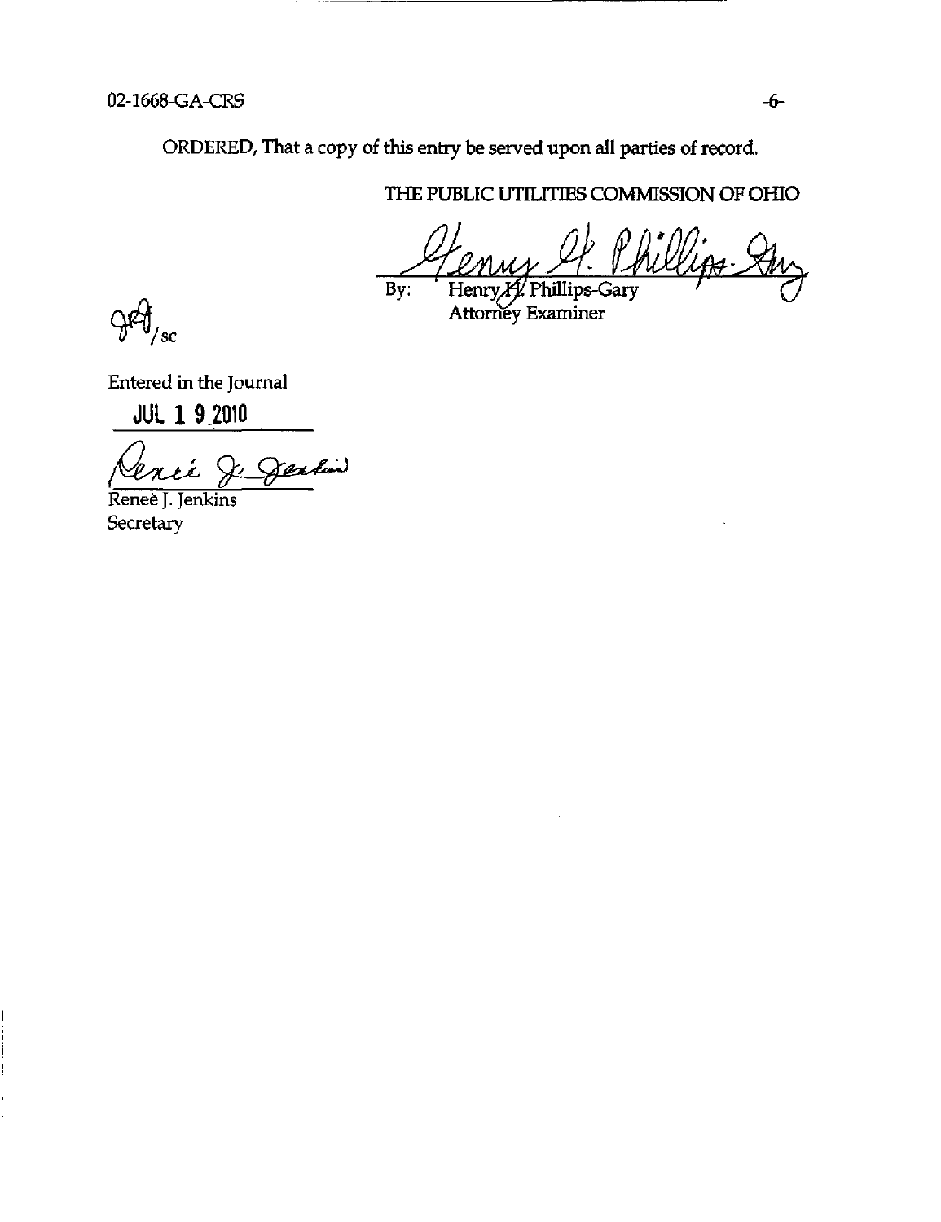ORDERED, That a copy of this entry be served upon all parties of record.

THE PUBLIC UTILITIES COMMISSION OF OHIO

By: Henry H. Phillips-Gary
Attorney Examiner

JPG/sc

Entered in the Journal

JUL 1 9 2010

Reneè J. Jenkins
Secretary